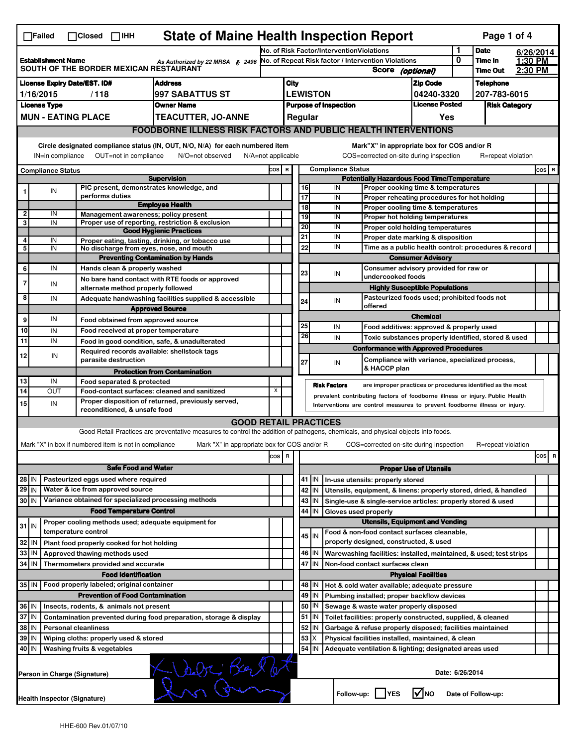☐Failed ☐Closed ☐IHH

# State of Maine Health Inspection Report

| Establishment Name | As Authorized by 22 MRSA § 2496 | No. of Risk Factor/Intervention Violations | 1 | Date | 6/26/2014 |
|---|---|---|---|---|---|
| SOUTH OF THE BORDER MEXICAN RESTAURANT | | No. of Repeat Risk factor / Intervention Violations | 0 | Time In | 1:30 PM |
| | | Score (optional) | | Time Out | 2:30 PM |

| License Expiry Date/EST. ID# | Address | City | Zip Code | Telephone |
|---|---|---|---|---|
| 1/16/2015 / 118 | 997 SABATTUS ST | LEWISTON | 04240-3320 | 207-783-6015 |

| License Type | Owner Name | Purpose of Inspection | License Posted | Risk Category |
|---|---|---|---|---|
| MUN - EATING PLACE | TEACUTTER, JO-ANNE | Regular | Yes | |

## FOODBORNE ILLNESS RISK FACTORS AND PUBLIC HEALTH INTERVENTIONS

Circle designated compliance status (IN, OUT, N/O, N/A) for each numbered item — IN=in compliance, OUT=not in compliance, N/O=not observed, N/A=not applicable

Mark "X" in appropriate box for COS and/or R — COS=corrected on-site during inspection, R=repeat violation

| # | Compliance Status | Item | COS | R |
|---|---|---|---|---|
| | | **Supervision** | | |
| 1 | IN | PIC present, demonstrates knowledge, and performs duties | | |
| | | **Employee Health** | | |
| 2 | IN | Management awareness; policy present | | |
| 3 | IN | Proper use of reporting, restriction & exclusion | | |
| | | **Good Hygienic Practices** | | |
| 4 | IN | Proper eating, tasting, drinking, or tobacco use | | |
| 5 | IN | No discharge from eyes, nose, and mouth | | |
| | | **Preventing Contamination by Hands** | | |
| 6 | IN | Hands clean & properly washed | | |
| 7 | IN | No bare hand contact with RTE foods or approved alternate method properly followed | | |
| 8 | IN | Adequate handwashing facilities supplied & accessible | | |
| | | **Approved Source** | | |
| 9 | IN | Food obtained from approved source | | |
| 10 | IN | Food received at proper temperature | | |
| 11 | IN | Food in good condition, safe, & unadulterated | | |
| 12 | IN | Required records available: shellstock tags parasite destruction | | |
| | | **Protection from Contamination** | | |
| 13 | IN | Food separated & protected | | |
| 14 | OUT | Food-contact surfaces: cleaned and sanitized | X | |
| 15 | IN | Proper disposition of returned, previously served, reconditioned, & unsafe food | | |
| | | **Potentially Hazardous Food Time/Temperature** | | |
| 16 | IN | Proper cooking time & temperatures | | |
| 17 | IN | Proper reheating procedures for hot holding | | |
| 18 | IN | Proper cooling time & temperatures | | |
| 19 | IN | Proper hot holding temperatures | | |
| 20 | IN | Proper cold holding temperatures | | |
| 21 | IN | Proper date marking & disposition | | |
| 22 | IN | Time as a public health control: procedures & record | | |
| | | **Consumer Advisory** | | |
| 23 | IN | Consumer advisory provided for raw or undercooked foods | | |
| | | **Highly Susceptible Populations** | | |
| 24 | IN | Pasteurized foods used; prohibited foods not offered | | |
| | | **Chemical** | | |
| 25 | IN | Food additives: approved & properly used | | |
| 26 | IN | Toxic substances properly identified, stored & used | | |
| | | **Conformance with Approved Procedures** | | |
| 27 | IN | Compliance with variance, specialized process, & HACCP plan | | |

**Risk Factors** are improper practices or procedures identified as the most prevalent contributing factors of foodborne illness or injury. Public Health Interventions are control measures to prevent foodborne illness or injury.

## GOOD RETAIL PRACTICES

Good Retail Practices are preventative measures to control the addition of pathogens, chemicals, and physical objects into foods.

Mark "X" in box if numbered item is not in compliance — Mark "X" in appropriate box for COS and/or R — COS=corrected on-site during inspection — R=repeat violation

| # | Status | Item | COS | R |
|---|---|---|---|---|
| | | **Safe Food and Water** | | |
| 28 | IN | Pasteurized eggs used where required | | |
| 29 | IN | Water & ice from approved source | | |
| 30 | IN | Variance obtained for specialized processing methods | | |
| | | **Food Temperature Control** | | |
| 31 | IN | Proper cooling methods used; adequate equipment for temperature control | | |
| 32 | IN | Plant food properly cooked for hot holding | | |
| 33 | IN | Approved thawing methods used | | |
| 34 | IN | Thermometers provided and accurate | | |
| | | **Food Identification** | | |
| 35 | IN | Food properly labeled; original container | | |
| | | **Prevention of Food Contamination** | | |
| 36 | IN | Insects, rodents, & animals not present | | |
| 37 | IN | Contamination prevented during food preparation, storage & display | | |
| 38 | IN | Personal cleanliness | | |
| 39 | IN | Wiping cloths: properly used & stored | | |
| 40 | IN | Washing fruits & vegetables | | |
| | | **Proper Use of Utensils** | | |
| 41 | IN | In-use utensils: properly stored | | |
| 42 | IN | Utensils, equipment, & linens: properly stored, dried, & handled | | |
| 43 | IN | Single-use & single-service articles: properly stored & used | | |
| 44 | IN | Gloves used properly | | |
| | | **Utensils, Equipment and Vending** | | |
| 45 | IN | Food & non-food contact surfaces cleanable, properly designed, constructed, & used | | |
| 46 | IN | Warewashing facilities: installed, maintained, & used; test strips | | |
| 47 | IN | Non-food contact surfaces clean | | |
| | | **Physical Facilities** | | |
| 48 | IN | Hot & cold water available; adequate pressure | | |
| 49 | IN | Plumbing installed; proper backflow devices | | |
| 50 | IN | Sewage & waste water properly disposed | | |
| 51 | IN | Toilet facilities: properly constructed, supplied, & cleaned | | |
| 52 | IN | Garbage & refuse properly disposed; facilities maintained | | |
| 53 | X | Physical facilities installed, maintained, & clean | | |
| 54 | IN | Adequate ventilation & lighting; designated areas used | | |

Person in Charge (Signature): [signature]

Date: 6/26/2014

Health Inspector (Signature): [signature]

Follow-up: ☐ YES ☑ NO    Date of Follow-up:

HHE-600 Rev.01/07/10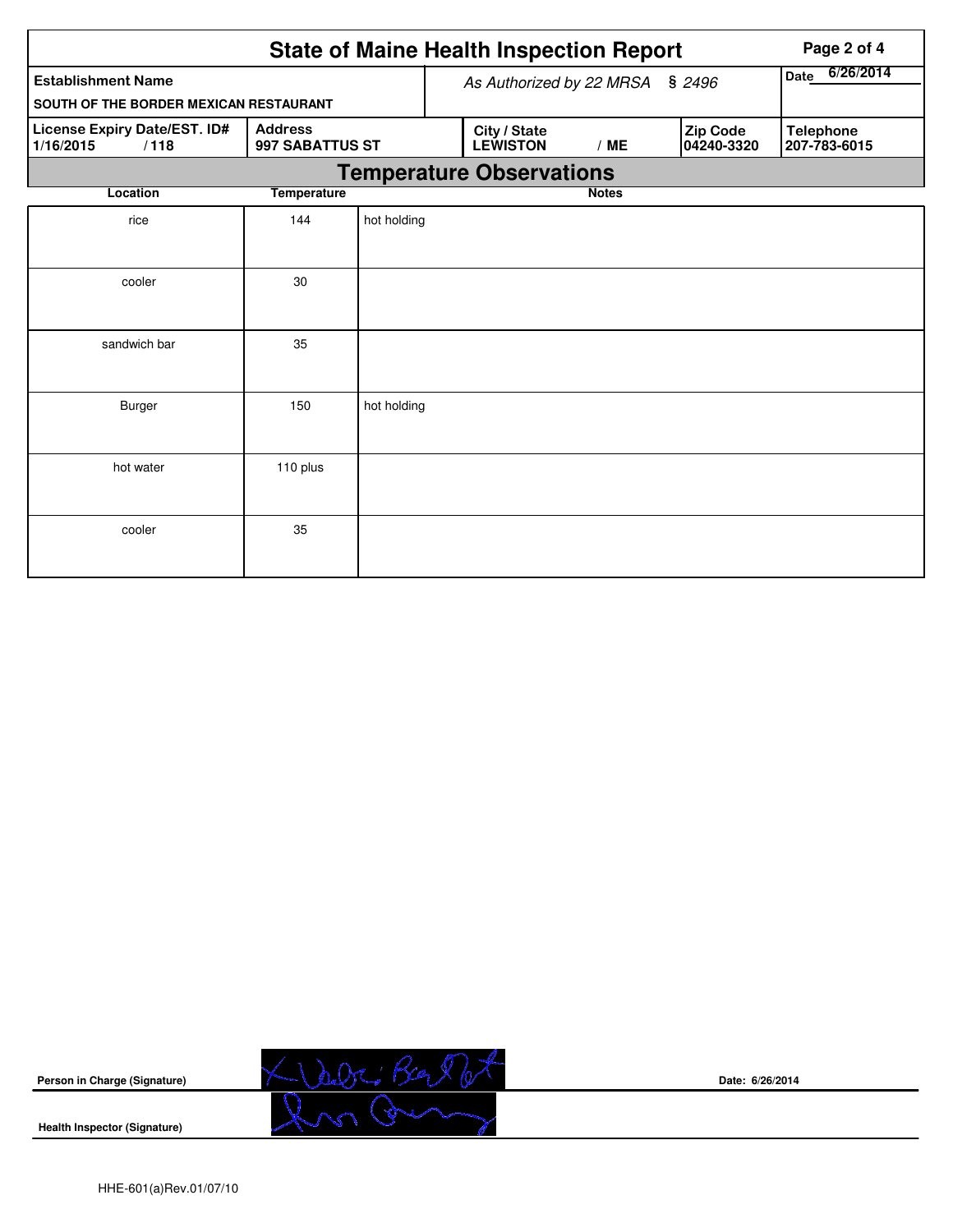# State of Maine Health Inspection Report

| Establishment Name | As Authorized by 22 MRSA § 2496 | | | Date 6/26/2014 |
|---|---|---|---|---|
| SOUTH OF THE BORDER MEXICAN RESTAURANT | | | | |
| **License Expiry Date/EST. ID#** 1/16/2015 / 118 | **Address** 997 SABATTUS ST | **City / State** LEWISTON / ME | **Zip Code** 04240-3320 | **Telephone** 207-783-6015 |

## Temperature Observations

| Location | Temperature | Notes |
|---|---|---|
| rice | 144 | hot holding |
| cooler | 30 | |
| sandwich bar | 35 | |
| Burger | 150 | hot holding |
| hot water | 110 plus | |
| cooler | 35 | |

**Person in Charge (Signature)** Date: 6/26/2014

**Health Inspector (Signature)**

HHE-601(a)Rev.01/07/10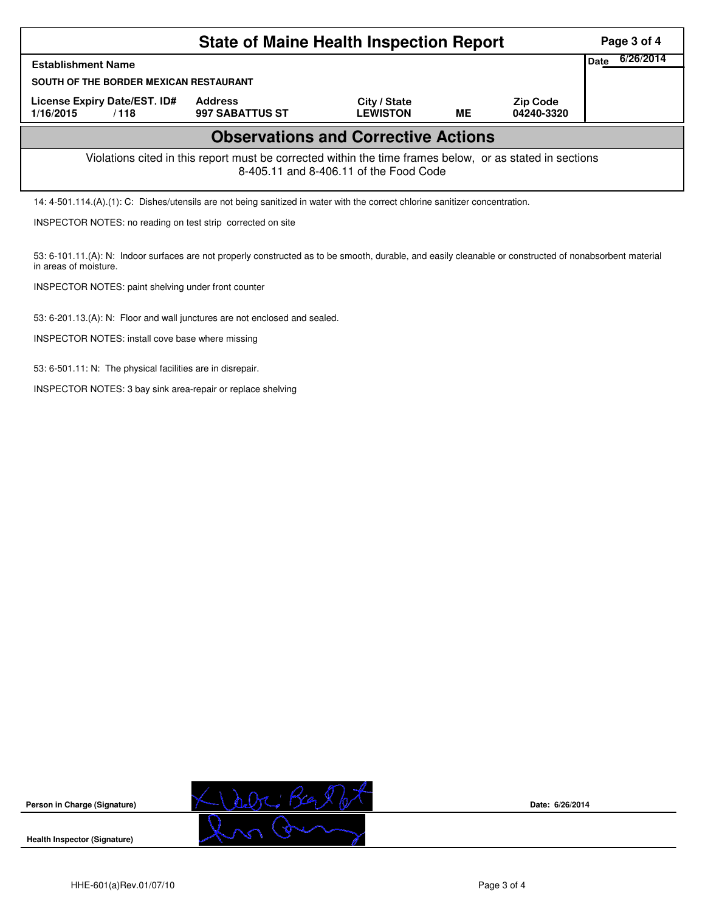# State of Maine Health Inspection Report

| Establishment Name | | | | | Date 6/26/2014 |
|---|---|---|---|---|---|
| SOUTH OF THE BORDER MEXICAN RESTAURANT | | | | | |
| License Expiry Date/EST. ID# | Address | City / State | | Zip Code | |
| 1/16/2015 / 118 | 997 SABATTUS ST | LEWISTON | ME | 04240-3320 | |

## Observations and Corrective Actions

Violations cited in this report must be corrected within the time frames below, or as stated in sections 8-405.11 and 8-406.11 of the Food Code

14: 4-501.114.(A).(1): C: Dishes/utensils are not being sanitized in water with the correct chlorine sanitizer concentration.

INSPECTOR NOTES: no reading on test strip corrected on site

53: 6-101.11.(A): N: Indoor surfaces are not properly constructed as to be smooth, durable, and easily cleanable or constructed of nonabsorbent material in areas of moisture.

INSPECTOR NOTES: paint shelving under front counter

53: 6-201.13.(A): N: Floor and wall junctures are not enclosed and sealed.

INSPECTOR NOTES: install cove base where missing

53: 6-501.11: N: The physical facilities are in disrepair.

INSPECTOR NOTES: 3 bay sink area-repair or replace shelving

Person in Charge (Signature) Date: 6/26/2014

Health Inspector (Signature)

HHE-601(a)Rev.01/07/10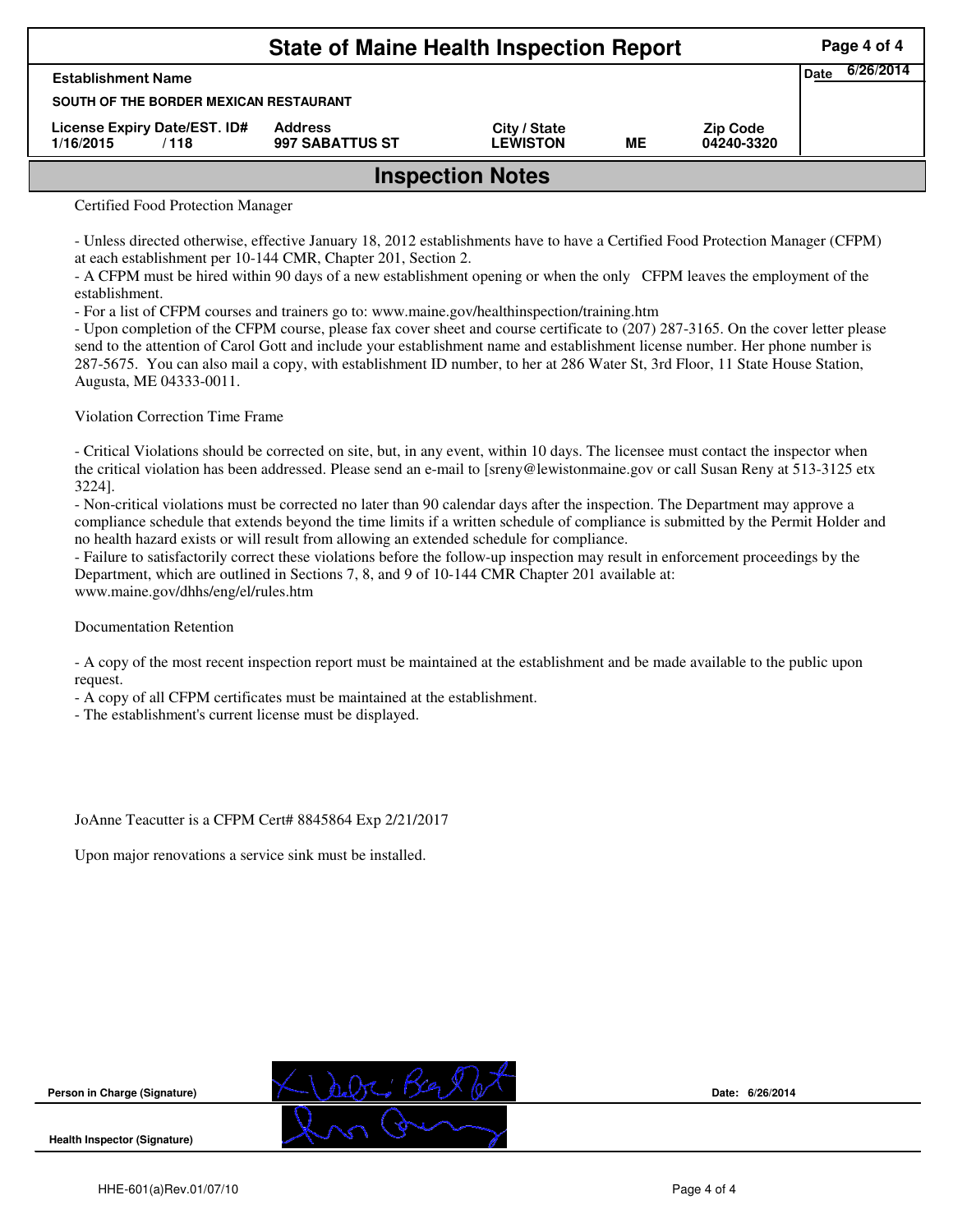# State of Maine Health Inspection Report

| Establishment Name | | | | | Date 6/26/2014 |
|---|---|---|---|---|---|
| SOUTH OF THE BORDER MEXICAN RESTAURANT | | | | | |
| License Expiry Date/EST. ID# | Address | City / State | | Zip Code | |
| 1/16/2015 / 118 | 997 SABATTUS ST | LEWISTON | ME | 04240-3320 | |

## Inspection Notes

Certified Food Protection Manager

- Unless directed otherwise, effective January 18, 2012 establishments have to have a Certified Food Protection Manager (CFPM) at each establishment per 10-144 CMR, Chapter 201, Section 2.
- A CFPM must be hired within 90 days of a new establishment opening or when the only CFPM leaves the employment of the establishment.
- For a list of CFPM courses and trainers go to: www.maine.gov/healthinspection/training.htm
- Upon completion of the CFPM course, please fax cover sheet and course certificate to (207) 287-3165. On the cover letter please send to the attention of Carol Gott and include your establishment name and establishment license number. Her phone number is 287-5675. You can also mail a copy, with establishment ID number, to her at 286 Water St, 3rd Floor, 11 State House Station, Augusta, ME 04333-0011.

Violation Correction Time Frame

- Critical Violations should be corrected on site, but, in any event, within 10 days. The licensee must contact the inspector when the critical violation has been addressed. Please send an e-mail to [sreny@lewistonmaine.gov or call Susan Reny at 513-3125 etx 3224].
- Non-critical violations must be corrected no later than 90 calendar days after the inspection. The Department may approve a compliance schedule that extends beyond the time limits if a written schedule of compliance is submitted by the Permit Holder and no health hazard exists or will result from allowing an extended schedule for compliance.
- Failure to satisfactorily correct these violations before the follow-up inspection may result in enforcement proceedings by the Department, which are outlined in Sections 7, 8, and 9 of 10-144 CMR Chapter 201 available at: www.maine.gov/dhhs/eng/el/rules.htm

Documentation Retention

- A copy of the most recent inspection report must be maintained at the establishment and be made available to the public upon request.
- A copy of all CFPM certificates must be maintained at the establishment.
- The establishment's current license must be displayed.

JoAnne Teacutter is a CFPM Cert# 8845864 Exp 2/21/2017

Upon major renovations a service sink must be installed.

Person in Charge (Signature) Date: 6/26/2014

Health Inspector (Signature)

HHE-601(a)Rev.01/07/10